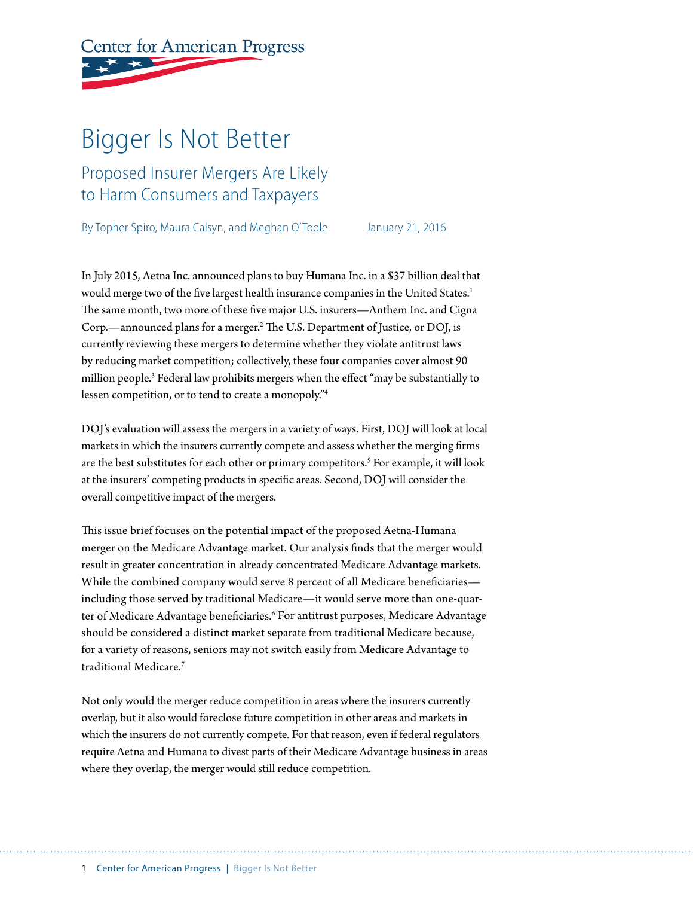Center for American Progress

# Bigger Is Not Better

## Proposed Insurer Mergers Are Likely to Harm Consumers and Taxpayers

By Topher Spiro, Maura Calsyn, and Meghan O'Toole January 21, 2016

In July 2015, Aetna Inc. announced plans to buy Humana Inc. in a $37 billion deal that would merge two of the five largest health insurance companies in the United States.[1] The same month, two more of these five major U.S. insurers—Anthem Inc. and Cigna Corp.—announced plans for a merger.[2] The U.S. Department of Justice, or DOJ, is currently reviewing these mergers to determine whether they violate antitrust laws by reducing market competition; collectively, these four companies cover almost 90 million people.[3] Federal law prohibits mergers when the effect "may be substantially to lessen competition, or to tend to create a monopoly."[4]

DOJ's evaluation will assess the mergers in a variety of ways. First, DOJ will look at local markets in which the insurers currently compete and assess whether the merging firms are the best substitutes for each other or primary competitors.[5] For example, it will look at the insurers' competing products in specific areas. Second, DOJ will consider the overall competitive impact of the mergers.

This issue brief focuses on the potential impact of the proposed Aetna-Humana merger on the Medicare Advantage market. Our analysis finds that the merger would result in greater concentration in already concentrated Medicare Advantage markets. While the combined company would serve 8 percent of all Medicare beneficiaries—including those served by traditional Medicare—it would serve more than one-quarter of Medicare Advantage beneficiaries.[6] For antitrust purposes, Medicare Advantage should be considered a distinct market separate from traditional Medicare because, for a variety of reasons, seniors may not switch easily from Medicare Advantage to traditional Medicare.[7]

Not only would the merger reduce competition in areas where the insurers currently overlap, but it also would foreclose future competition in other areas and markets in which the insurers do not currently compete. For that reason, even if federal regulators require Aetna and Humana to divest parts of their Medicare Advantage business in areas where they overlap, the merger would still reduce competition.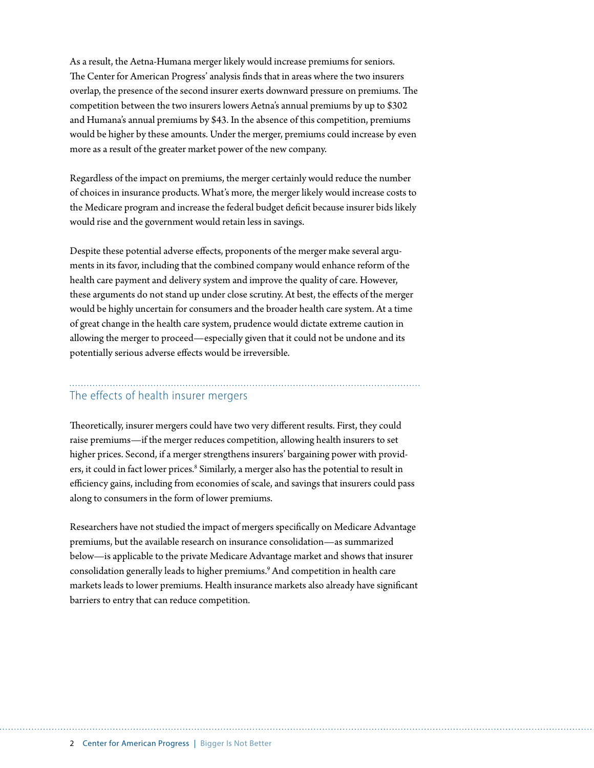As a result, the Aetna-Humana merger likely would increase premiums for seniors. The Center for American Progress' analysis finds that in areas where the two insurers overlap, the presence of the second insurer exerts downward pressure on premiums. The competition between the two insurers lowers Aetna's annual premiums by up to $302 and Humana's annual premiums by $43. In the absence of this competition, premiums would be higher by these amounts. Under the merger, premiums could increase by even more as a result of the greater market power of the new company.

Regardless of the impact on premiums, the merger certainly would reduce the number of choices in insurance products. What's more, the merger likely would increase costs to the Medicare program and increase the federal budget deficit because insurer bids likely would rise and the government would retain less in savings.

Despite these potential adverse effects, proponents of the merger make several arguments in its favor, including that the combined company would enhance reform of the health care payment and delivery system and improve the quality of care. However, these arguments do not stand up under close scrutiny. At best, the effects of the merger would be highly uncertain for consumers and the broader health care system. At a time of great change in the health care system, prudence would dictate extreme caution in allowing the merger to proceed—especially given that it could not be undone and its potentially serious adverse effects would be irreversible.

## The effects of health insurer mergers

Theoretically, insurer mergers could have two very different results. First, they could raise premiums—if the merger reduces competition, allowing health insurers to set higher prices. Second, if a merger strengthens insurers' bargaining power with providers, it could in fact lower prices.[8] Similarly, a merger also has the potential to result in efficiency gains, including from economies of scale, and savings that insurers could pass along to consumers in the form of lower premiums.

Researchers have not studied the impact of mergers specifically on Medicare Advantage premiums, but the available research on insurance consolidation—as summarized below—is applicable to the private Medicare Advantage market and shows that insurer consolidation generally leads to higher premiums.[9] And competition in health care markets leads to lower premiums. Health insurance markets also already have significant barriers to entry that can reduce competition.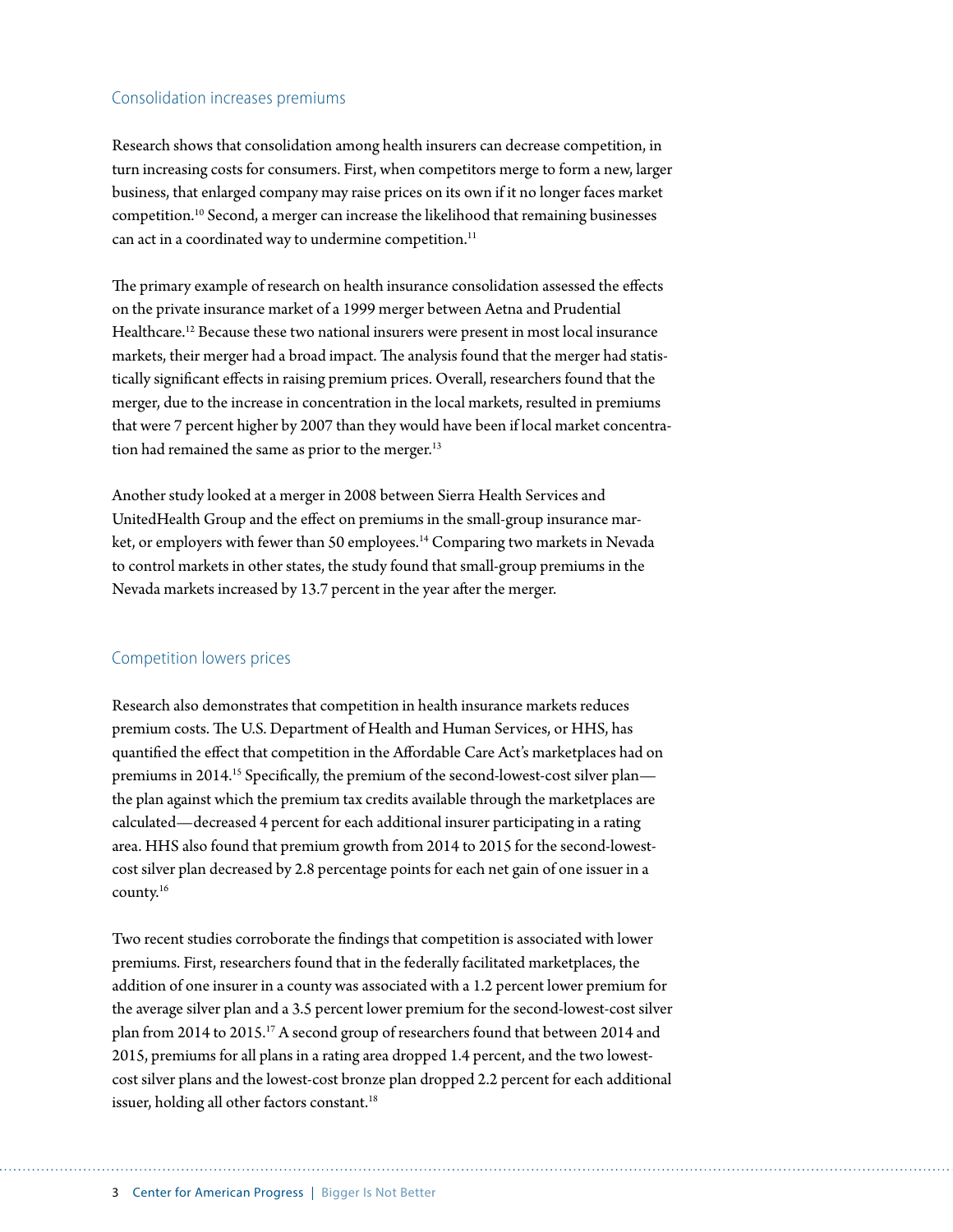## Consolidation increases premiums

Research shows that consolidation among health insurers can decrease competition, in turn increasing costs for consumers. First, when competitors merge to form a new, larger business, that enlarged company may raise prices on its own if it no longer faces market competition.[10] Second, a merger can increase the likelihood that remaining businesses can act in a coordinated way to undermine competition.[11]

The primary example of research on health insurance consolidation assessed the effects on the private insurance market of a 1999 merger between Aetna and Prudential Healthcare.[12] Because these two national insurers were present in most local insurance markets, their merger had a broad impact. The analysis found that the merger had statistically significant effects in raising premium prices. Overall, researchers found that the merger, due to the increase in concentration in the local markets, resulted in premiums that were 7 percent higher by 2007 than they would have been if local market concentration had remained the same as prior to the merger.[13]

Another study looked at a merger in 2008 between Sierra Health Services and UnitedHealth Group and the effect on premiums in the small-group insurance market, or employers with fewer than 50 employees.[14] Comparing two markets in Nevada to control markets in other states, the study found that small-group premiums in the Nevada markets increased by 13.7 percent in the year after the merger.

## Competition lowers prices

Research also demonstrates that competition in health insurance markets reduces premium costs. The U.S. Department of Health and Human Services, or HHS, has quantified the effect that competition in the Affordable Care Act's marketplaces had on premiums in 2014.[15] Specifically, the premium of the second-lowest-cost silver plan—the plan against which the premium tax credits available through the marketplaces are calculated—decreased 4 percent for each additional insurer participating in a rating area. HHS also found that premium growth from 2014 to 2015 for the second-lowest-cost silver plan decreased by 2.8 percentage points for each net gain of one issuer in a county.[16]

Two recent studies corroborate the findings that competition is associated with lower premiums. First, researchers found that in the federally facilitated marketplaces, the addition of one insurer in a county was associated with a 1.2 percent lower premium for the average silver plan and a 3.5 percent lower premium for the second-lowest-cost silver plan from 2014 to 2015.[17] A second group of researchers found that between 2014 and 2015, premiums for all plans in a rating area dropped 1.4 percent, and the two lowest-cost silver plans and the lowest-cost bronze plan dropped 2.2 percent for each additional issuer, holding all other factors constant.[18]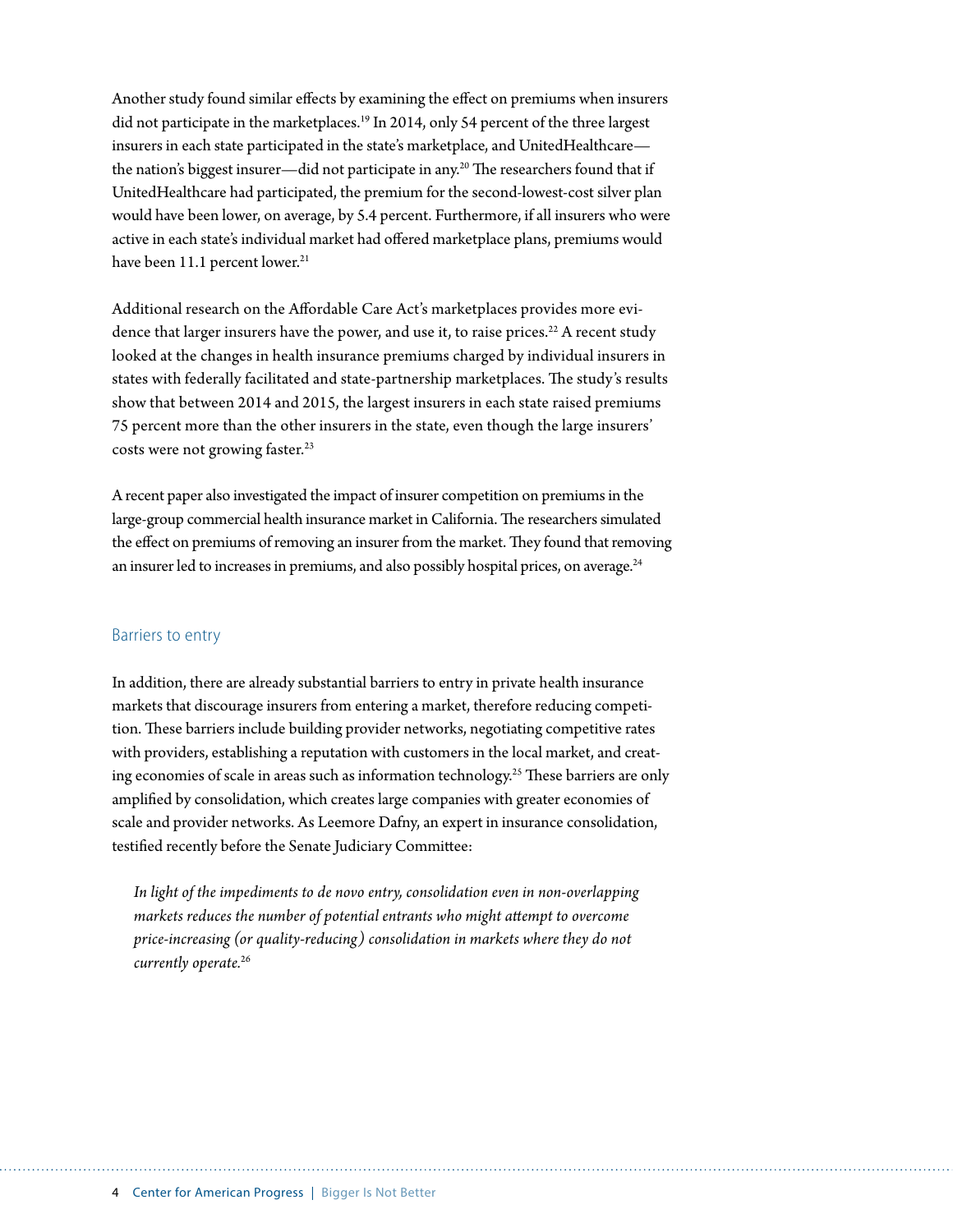Another study found similar effects by examining the effect on premiums when insurers did not participate in the marketplaces.[19] In 2014, only 54 percent of the three largest insurers in each state participated in the state's marketplace, and UnitedHealthcare—the nation's biggest insurer—did not participate in any.[20] The researchers found that if UnitedHealthcare had participated, the premium for the second-lowest-cost silver plan would have been lower, on average, by 5.4 percent. Furthermore, if all insurers who were active in each state's individual market had offered marketplace plans, premiums would have been 11.1 percent lower.[21]

Additional research on the Affordable Care Act's marketplaces provides more evidence that larger insurers have the power, and use it, to raise prices.[22] A recent study looked at the changes in health insurance premiums charged by individual insurers in states with federally facilitated and state-partnership marketplaces. The study's results show that between 2014 and 2015, the largest insurers in each state raised premiums 75 percent more than the other insurers in the state, even though the large insurers' costs were not growing faster.[23]

A recent paper also investigated the impact of insurer competition on premiums in the large-group commercial health insurance market in California. The researchers simulated the effect on premiums of removing an insurer from the market. They found that removing an insurer led to increases in premiums, and also possibly hospital prices, on average.[24]

### Barriers to entry

In addition, there are already substantial barriers to entry in private health insurance markets that discourage insurers from entering a market, therefore reducing competition. These barriers include building provider networks, negotiating competitive rates with providers, establishing a reputation with customers in the local market, and creating economies of scale in areas such as information technology.[25] These barriers are only amplified by consolidation, which creates large companies with greater economies of scale and provider networks. As Leemore Dafny, an expert in insurance consolidation, testified recently before the Senate Judiciary Committee:

> *In light of the impediments to de novo entry, consolidation even in non-overlapping markets reduces the number of potential entrants who might attempt to overcome price-increasing (or quality-reducing) consolidation in markets where they do not currently operate.*[26]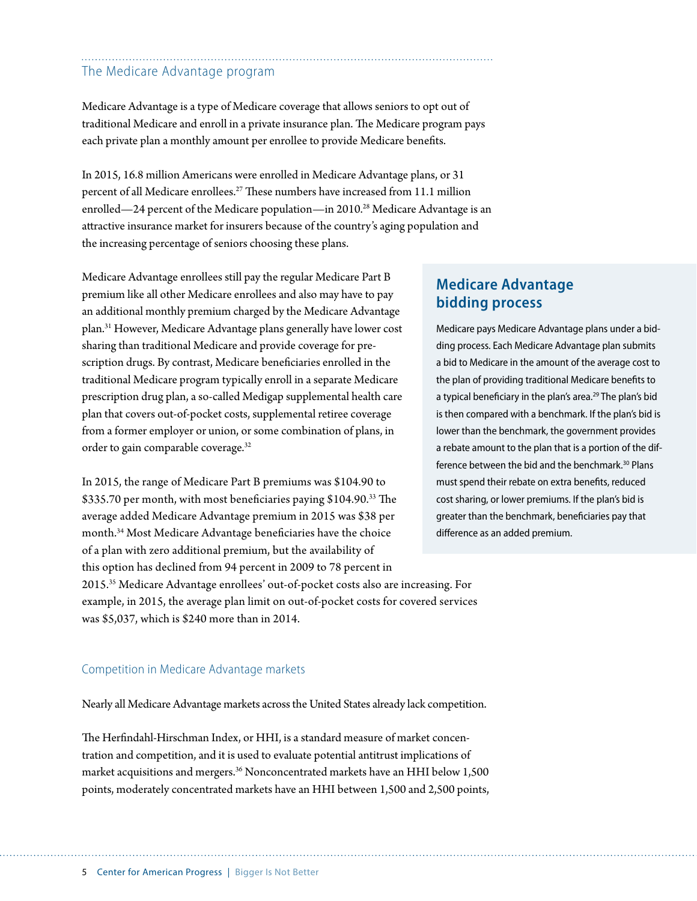## The Medicare Advantage program

Medicare Advantage is a type of Medicare coverage that allows seniors to opt out of traditional Medicare and enroll in a private insurance plan. The Medicare program pays each private plan a monthly amount per enrollee to provide Medicare benefits.

In 2015, 16.8 million Americans were enrolled in Medicare Advantage plans, or 31 percent of all Medicare enrollees.[27] These numbers have increased from 11.1 million enrolled—24 percent of the Medicare population—in 2010.[28] Medicare Advantage is an attractive insurance market for insurers because of the country's aging population and the increasing percentage of seniors choosing these plans.

Medicare Advantage enrollees still pay the regular Medicare Part B premium like all other Medicare enrollees and also may have to pay an additional monthly premium charged by the Medicare Advantage plan.[31] However, Medicare Advantage plans generally have lower cost sharing than traditional Medicare and provide coverage for prescription drugs. By contrast, Medicare beneficiaries enrolled in the traditional Medicare program typically enroll in a separate Medicare prescription drug plan, a so-called Medigap supplemental health care plan that covers out-of-pocket costs, supplemental retiree coverage from a former employer or union, or some combination of plans, in order to gain comparable coverage.[32]

In 2015, the range of Medicare Part B premiums was $104.90 to $335.70 per month, with most beneficiaries paying $104.90.[33] The average added Medicare Advantage premium in 2015 was $38 per month.[34] Most Medicare Advantage beneficiaries have the choice of a plan with zero additional premium, but the availability of this option has declined from 94 percent in 2009 to 78 percent in 2015.[35] Medicare Advantage enrollees' out-of-pocket costs also are increasing. For example, in 2015, the average plan limit on out-of-pocket costs for covered services was $5,037, which is $240 more than in 2014.

### Medicare Advantage bidding process

Medicare pays Medicare Advantage plans under a bidding process. Each Medicare Advantage plan submits a bid to Medicare in the amount of the average cost to the plan of providing traditional Medicare benefits to a typical beneficiary in the plan's area.[29] The plan's bid is then compared with a benchmark. If the plan's bid is lower than the benchmark, the government provides a rebate amount to the plan that is a portion of the difference between the bid and the benchmark.[30] Plans must spend their rebate on extra benefits, reduced cost sharing, or lower premiums. If the plan's bid is greater than the benchmark, beneficiaries pay that difference as an added premium.

### Competition in Medicare Advantage markets

Nearly all Medicare Advantage markets across the United States already lack competition.

The Herfindahl-Hirschman Index, or HHI, is a standard measure of market concentration and competition, and it is used to evaluate potential antitrust implications of market acquisitions and mergers.[36] Nonconcentrated markets have an HHI below 1,500 points, moderately concentrated markets have an HHI between 1,500 and 2,500 points,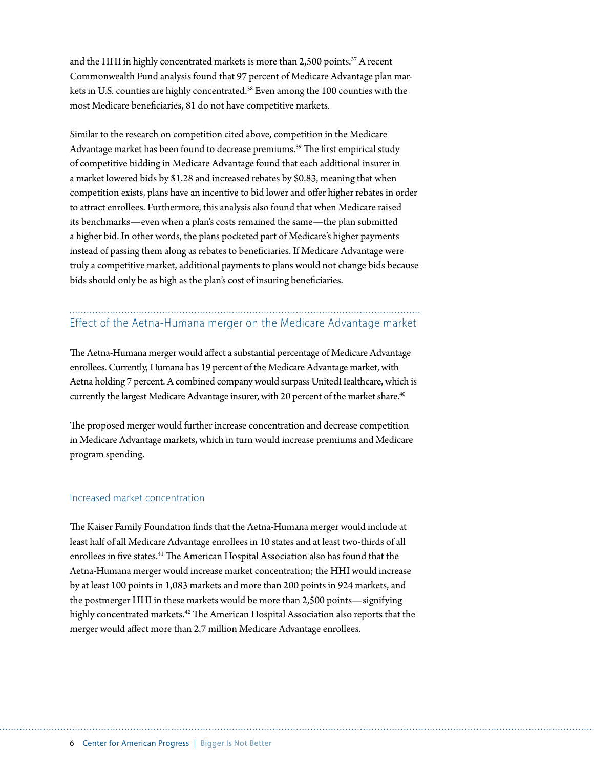and the HHI in highly concentrated markets is more than 2,500 points.[37] A recent Commonwealth Fund analysis found that 97 percent of Medicare Advantage plan markets in U.S. counties are highly concentrated.[38] Even among the 100 counties with the most Medicare beneficiaries, 81 do not have competitive markets.

Similar to the research on competition cited above, competition in the Medicare Advantage market has been found to decrease premiums.[39] The first empirical study of competitive bidding in Medicare Advantage found that each additional insurer in a market lowered bids by $1.28 and increased rebates by $0.83, meaning that when competition exists, plans have an incentive to bid lower and offer higher rebates in order to attract enrollees. Furthermore, this analysis also found that when Medicare raised its benchmarks—even when a plan's costs remained the same—the plan submitted a higher bid. In other words, the plans pocketed part of Medicare's higher payments instead of passing them along as rebates to beneficiaries. If Medicare Advantage were truly a competitive market, additional payments to plans would not change bids because bids should only be as high as the plan's cost of insuring beneficiaries.

## Effect of the Aetna-Humana merger on the Medicare Advantage market

The Aetna-Humana merger would affect a substantial percentage of Medicare Advantage enrollees. Currently, Humana has 19 percent of the Medicare Advantage market, with Aetna holding 7 percent. A combined company would surpass UnitedHealthcare, which is currently the largest Medicare Advantage insurer, with 20 percent of the market share.[40]

The proposed merger would further increase concentration and decrease competition in Medicare Advantage markets, which in turn would increase premiums and Medicare program spending.

### Increased market concentration

The Kaiser Family Foundation finds that the Aetna-Humana merger would include at least half of all Medicare Advantage enrollees in 10 states and at least two-thirds of all enrollees in five states.[41] The American Hospital Association also has found that the Aetna-Humana merger would increase market concentration; the HHI would increase by at least 100 points in 1,083 markets and more than 200 points in 924 markets, and the postmerger HHI in these markets would be more than 2,500 points—signifying highly concentrated markets.[42] The American Hospital Association also reports that the merger would affect more than 2.7 million Medicare Advantage enrollees.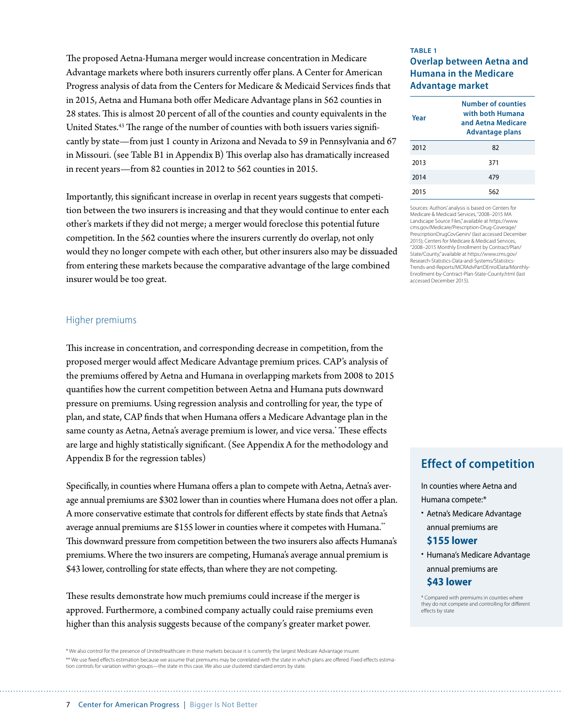The proposed Aetna-Humana merger would increase concentration in Medicare Advantage markets where both insurers currently offer plans. A Center for American Progress analysis of data from the Centers for Medicare & Medicaid Services finds that in 2015, Aetna and Humana both offer Medicare Advantage plans in 562 counties in 28 states. This is almost 20 percent of all of the counties and county equivalents in the United States.[43] The range of the number of counties with both issuers varies significantly by state—from just 1 county in Arizona and Nevada to 59 in Pennsylvania and 67 in Missouri. (see Table B1 in Appendix B) This overlap also has dramatically increased in recent years—from 82 counties in 2012 to 562 counties in 2015.

Importantly, this significant increase in overlap in recent years suggests that competition between the two insurers is increasing and that they would continue to enter each other's markets if they did not merge; a merger would foreclose this potential future competition. In the 562 counties where the insurers currently do overlap, not only would they no longer compete with each other, but other insurers also may be dissuaded from entering these markets because the comparative advantage of the large combined insurer would be too great.

**TABLE 1**

**Overlap between Aetna and Humana in the Medicare Advantage market**

| Year | Number of counties with both Humana and Aetna Medicare Advantage plans |
|---|---|
| 2012 | 82 |
| 2013 | 371 |
| 2014 | 479 |
| 2015 | 562 |

Sources: Authors' analysis is based on Centers for Medicare & Medicaid Services, "2008–2015 MA Landscape Source Files," available at https://www.cms.gov/Medicare/Prescription-Drug-Coverage/PrescriptionDrugCovGenIn/ (last accessed December 2015); Centers for Medicare & Medicaid Services, "2008–2015 Monthly Enrollment by Contract/Plan/State/County," available at https://www.cms.gov/Research-Statistics-Data-and-Systems/Statistics-Trends-and-Reports/MCRAdvPartDEnrolData/Monthly-Enrollment-by-Contract-Plan-State-County.html (last accessed December 2015).

## Higher premiums

This increase in concentration, and corresponding decrease in competition, from the proposed merger would affect Medicare Advantage premium prices. CAP's analysis of the premiums offered by Aetna and Humana in overlapping markets from 2008 to 2015 quantifies how the current competition between Aetna and Humana puts downward pressure on premiums. Using regression analysis and controlling for year, the type of plan, and state, CAP finds that when Humana offers a Medicare Advantage plan in the same county as Aetna, Aetna's average premium is lower, and vice versa.* These effects are large and highly statistically significant. (See Appendix A for the methodology and Appendix B for the regression tables)

Specifically, in counties where Humana offers a plan to compete with Aetna, Aetna's average annual premiums are $302 lower than in counties where Humana does not offer a plan. A more conservative estimate that controls for different effects by state finds that Aetna's average annual premiums are $155 lower in counties where it competes with Humana.** This downward pressure from competition between the two insurers also affects Humana's premiums. Where the two insurers are competing, Humana's average annual premium is $43 lower, controlling for state effects, than where they are not competing.

These results demonstrate how much premiums could increase if the merger is approved. Furthermore, a combined company actually could raise premiums even higher than this analysis suggests because of the company's greater market power.

### Effect of competition

In counties where Aetna and Humana compete:*

- Aetna's Medicare Advantage annual premiums are **$155 lower**
- Humana's Medicare Advantage annual premiums are **$43 lower**

\* Compared with premiums in counties where they do not compete and controlling for different effects by state

\* We also control for the presence of UnitedHealthcare in these markets because it is currently the largest Medicare Advantage insurer.

\** We use fixed effects estimation because we assume that premiums may be correlated with the state in which plans are offered. Fixed effects estimation controls for variation within groups—the state in this case. We also use clustered standard errors by state.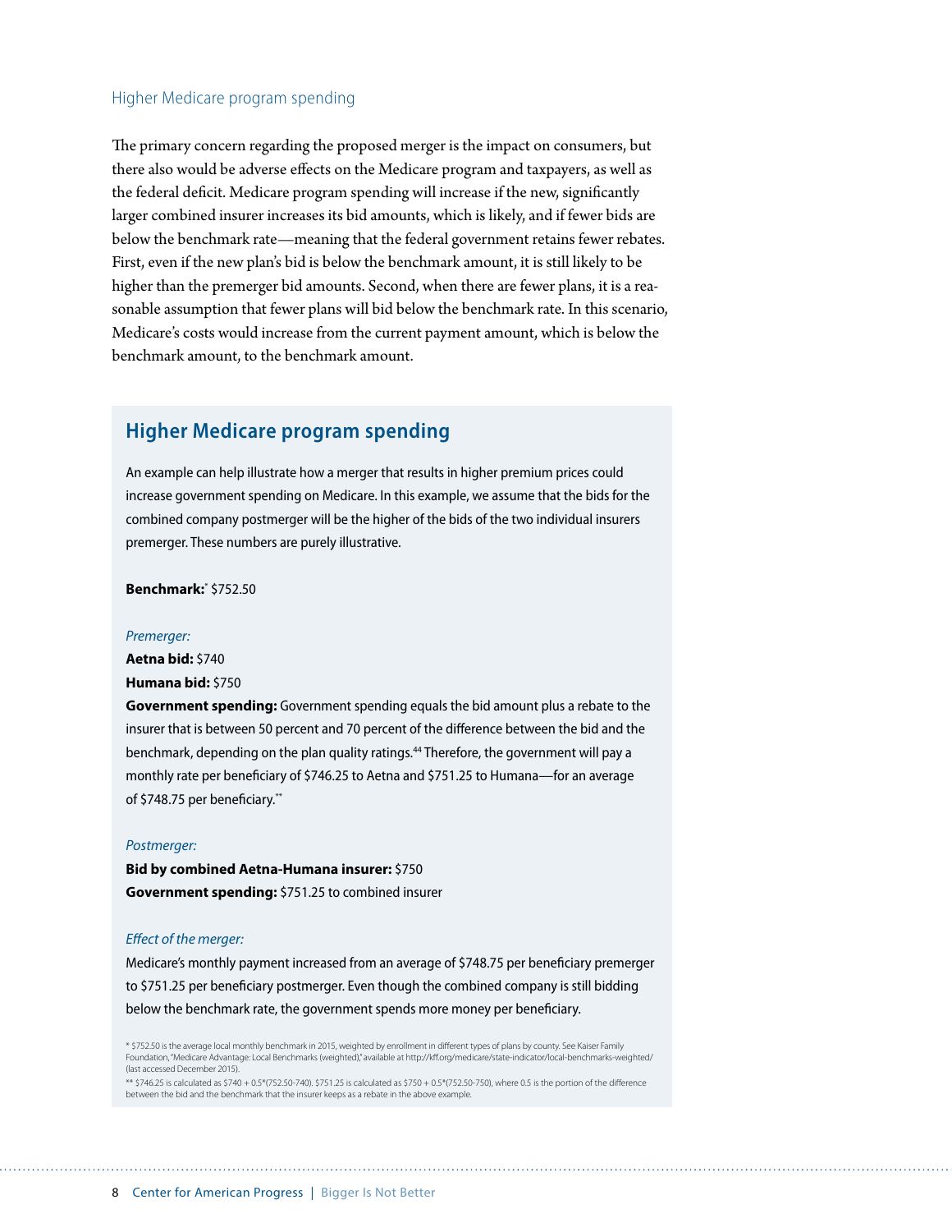### Higher Medicare program spending

The primary concern regarding the proposed merger is the impact on consumers, but there also would be adverse effects on the Medicare program and taxpayers, as well as the federal deficit. Medicare program spending will increase if the new, significantly larger combined insurer increases its bid amounts, which is likely, and if fewer bids are below the benchmark rate—meaning that the federal government retains fewer rebates. First, even if the new plan's bid is below the benchmark amount, it is still likely to be higher than the premerger bid amounts. Second, when there are fewer plans, it is a reasonable assumption that fewer plans will bid below the benchmark rate. In this scenario, Medicare's costs would increase from the current payment amount, which is below the benchmark amount, to the benchmark amount.

## Higher Medicare program spending

An example can help illustrate how a merger that results in higher premium prices could increase government spending on Medicare. In this example, we assume that the bids for the combined company postmerger will be the higher of the bids of the two individual insurers premerger. These numbers are purely illustrative.

**Benchmark:**[*] $752.50

*Premerger:*

**Aetna bid:** $740

**Humana bid:** $750

**Government spending:** Government spending equals the bid amount plus a rebate to the insurer that is between 50 percent and 70 percent of the difference between the bid and the benchmark, depending on the plan quality ratings.[44] Therefore, the government will pay a monthly rate per beneficiary of $746.25 to Aetna and $751.25 to Humana—for an average of $748.75 per beneficiary.[**]

*Postmerger:*

**Bid by combined Aetna-Humana insurer:** $750

**Government spending:** $751.25 to combined insurer

*Effect of the merger:*

Medicare's monthly payment increased from an average of $748.75 per beneficiary premerger to $751.25 per beneficiary postmerger. Even though the combined company is still bidding below the benchmark rate, the government spends more money per beneficiary.

* $752.50 is the average local monthly benchmark in 2015, weighted by enrollment in different types of plans by county. See Kaiser Family Foundation, "Medicare Advantage: Local Benchmarks (weighted)," available at http://kff.org/medicare/state-indicator/local-benchmarks-weighted/ (last accessed December 2015).

** $746.25 is calculated as $740 + 0.5*(752.50-740). $751.25 is calculated as $750 + 0.5*(752.50-750), where 0.5 is the portion of the difference between the bid and the benchmark that the insurer keeps as a rebate in the above example.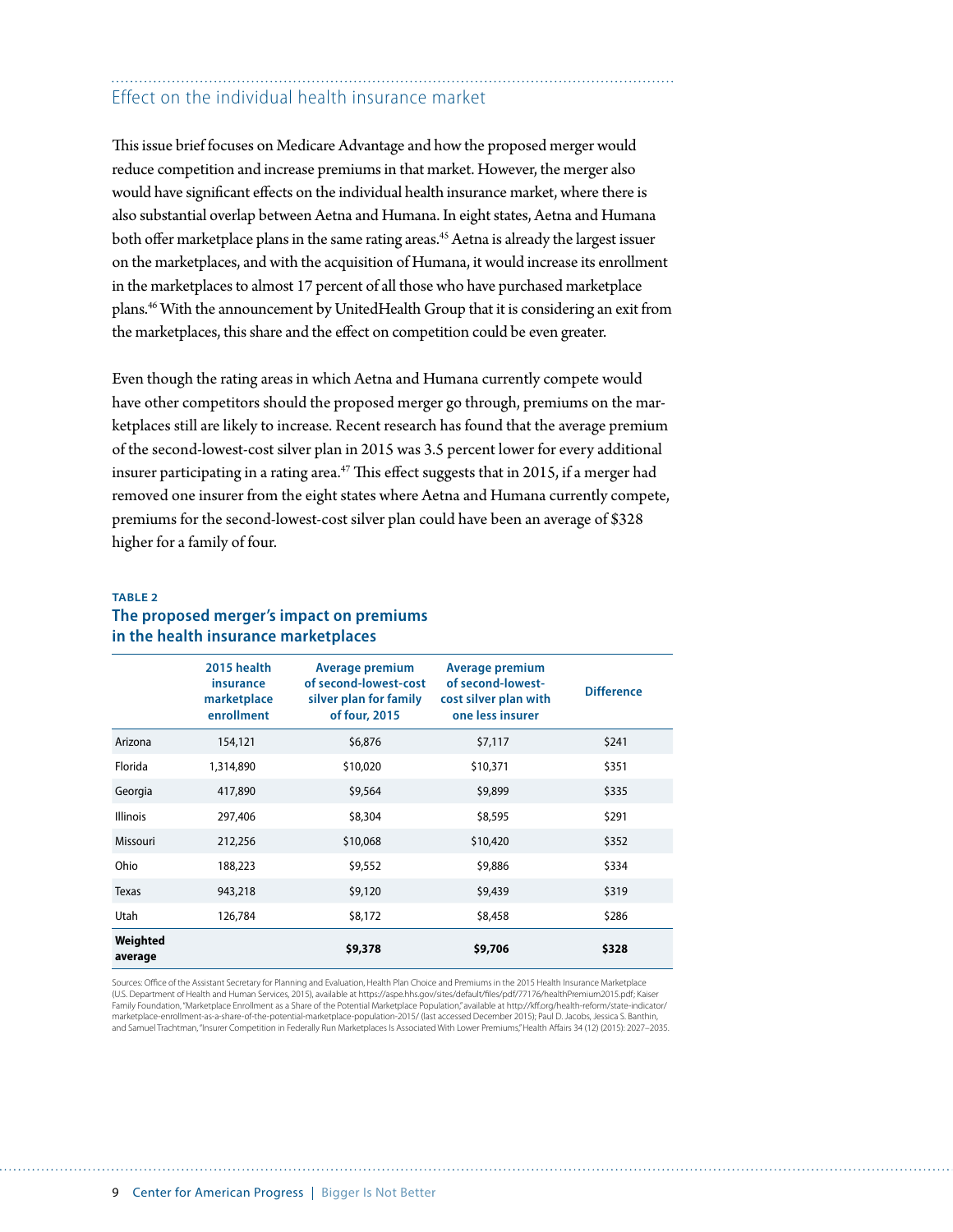## Effect on the individual health insurance market

This issue brief focuses on Medicare Advantage and how the proposed merger would reduce competition and increase premiums in that market. However, the merger also would have significant effects on the individual health insurance market, where there is also substantial overlap between Aetna and Humana. In eight states, Aetna and Humana both offer marketplace plans in the same rating areas.[45] Aetna is already the largest issuer on the marketplaces, and with the acquisition of Humana, it would increase its enrollment in the marketplaces to almost 17 percent of all those who have purchased marketplace plans.[46] With the announcement by UnitedHealth Group that it is considering an exit from the marketplaces, this share and the effect on competition could be even greater.

Even though the rating areas in which Aetna and Humana currently compete would have other competitors should the proposed merger go through, premiums on the marketplaces still are likely to increase. Recent research has found that the average premium of the second-lowest-cost silver plan in 2015 was 3.5 percent lower for every additional insurer participating in a rating area.[47] This effect suggests that in 2015, if a merger had removed one insurer from the eight states where Aetna and Humana currently compete, premiums for the second-lowest-cost silver plan could have been an average of $328 higher for a family of four.

**TABLE 2**

**The proposed merger's impact on premiums in the health insurance marketplaces**

| | 2015 health insurance marketplace enrollment | Average premium of second-lowest-cost silver plan for family of four, 2015 | Average premium of second-lowest-cost silver plan with one less insurer | Difference |
|---|---|---|---|---|
| Arizona | 154,121 | $6,876 | $7,117 | $241 |
| Florida | 1,314,890 | $10,020 | $10,371 | $351 |
| Georgia | 417,890 | $9,564 | $9,899 | $335 |
| Illinois | 297,406 | $8,304 | $8,595 | $291 |
| Missouri | 212,256 | $10,068 | $10,420 | $352 |
| Ohio | 188,223 | $9,552 | $9,886 | $334 |
| Texas | 943,218 | $9,120 | $9,439 | $319 |
| Utah | 126,784 | $8,172 | $8,458 | $286 |
| **Weighted average** | | **$9,378** | **$9,706** | **$328** |

Sources: Office of the Assistant Secretary for Planning and Evaluation, Health Plan Choice and Premiums in the 2015 Health Insurance Marketplace (U.S. Department of Health and Human Services, 2015), available at https://aspe.hhs.gov/sites/default/files/pdf/77176/healthPremium2015.pdf; Kaiser Family Foundation, "Marketplace Enrollment as a Share of the Potential Marketplace Population," available at http://kff.org/health-reform/state-indicator/marketplace-enrollment-as-a-share-of-the-potential-marketplace-population-2015/ (last accessed December 2015); Paul D. Jacobs, Jessica S. Banthin, and Samuel Trachtman, "Insurer Competition in Federally Run Marketplaces Is Associated With Lower Premiums," Health Affairs 34 (12) (2015): 2027–2035.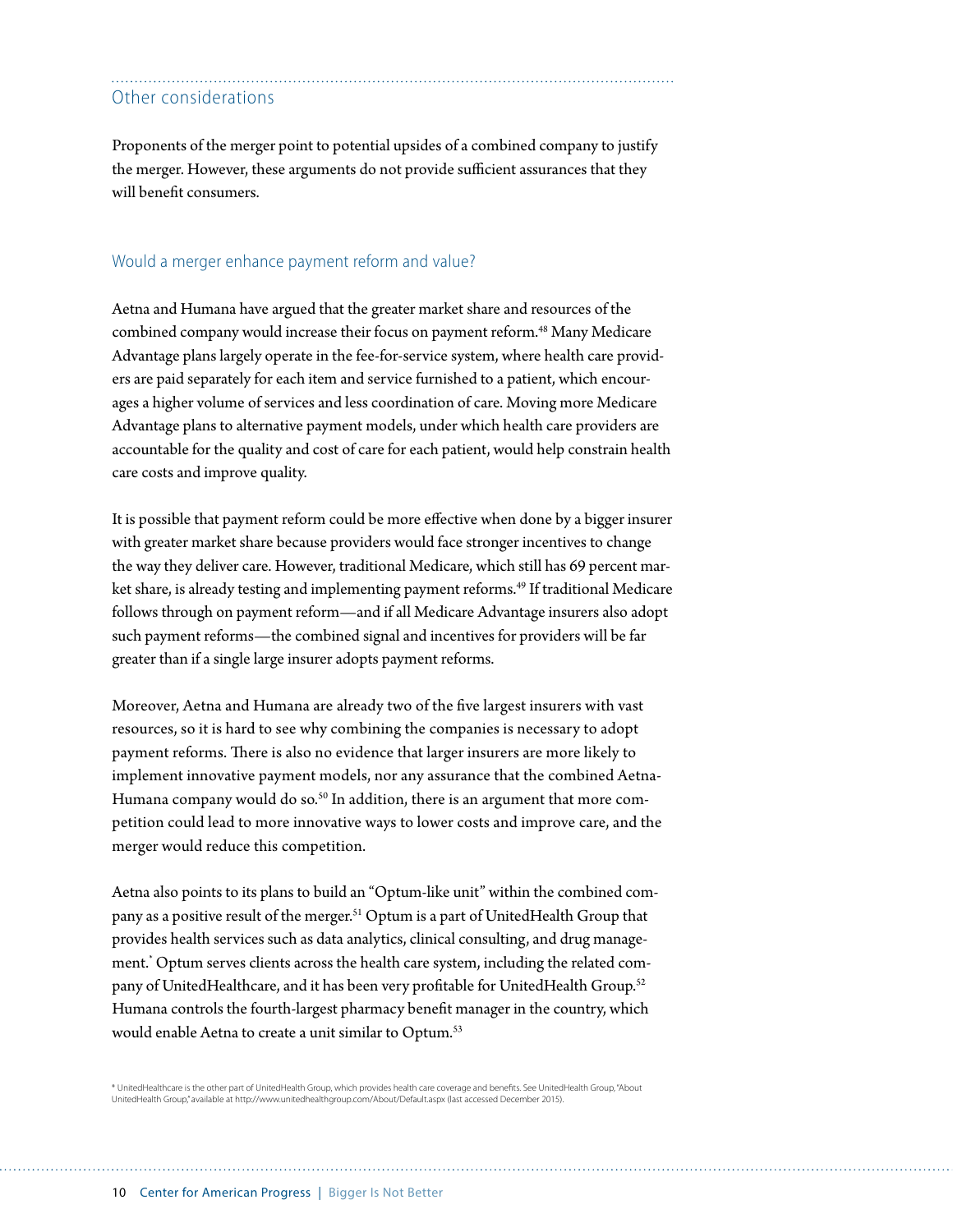## Other considerations

Proponents of the merger point to potential upsides of a combined company to justify the merger. However, these arguments do not provide sufficient assurances that they will benefit consumers.

### Would a merger enhance payment reform and value?

Aetna and Humana have argued that the greater market share and resources of the combined company would increase their focus on payment reform.[48] Many Medicare Advantage plans largely operate in the fee-for-service system, where health care providers are paid separately for each item and service furnished to a patient, which encourages a higher volume of services and less coordination of care. Moving more Medicare Advantage plans to alternative payment models, under which health care providers are accountable for the quality and cost of care for each patient, would help constrain health care costs and improve quality.

It is possible that payment reform could be more effective when done by a bigger insurer with greater market share because providers would face stronger incentives to change the way they deliver care. However, traditional Medicare, which still has 69 percent market share, is already testing and implementing payment reforms.[49] If traditional Medicare follows through on payment reform—and if all Medicare Advantage insurers also adopt such payment reforms—the combined signal and incentives for providers will be far greater than if a single large insurer adopts payment reforms.

Moreover, Aetna and Humana are already two of the five largest insurers with vast resources, so it is hard to see why combining the companies is necessary to adopt payment reforms. There is also no evidence that larger insurers are more likely to implement innovative payment models, nor any assurance that the combined Aetna-Humana company would do so.[50] In addition, there is an argument that more competition could lead to more innovative ways to lower costs and improve care, and the merger would reduce this competition.

Aetna also points to its plans to build an "Optum-like unit" within the combined company as a positive result of the merger.[51] Optum is a part of UnitedHealth Group that provides health services such as data analytics, clinical consulting, and drug management.* Optum serves clients across the health care system, including the related company of UnitedHealthcare, and it has been very profitable for UnitedHealth Group.[52] Humana controls the fourth-largest pharmacy benefit manager in the country, which would enable Aetna to create a unit similar to Optum.[53]

* UnitedHealthcare is the other part of UnitedHealth Group, which provides health care coverage and benefits. See UnitedHealth Group, "About UnitedHealth Group," available at http://www.unitedhealthgroup.com/About/Default.aspx (last accessed December 2015).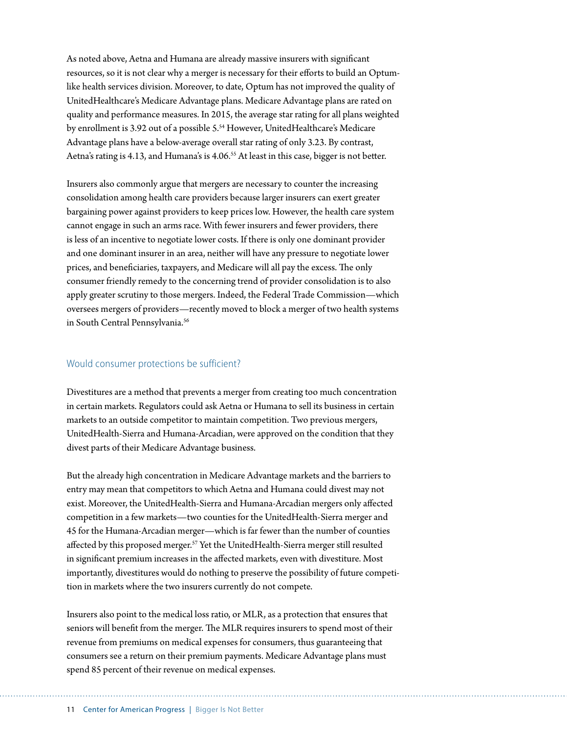As noted above, Aetna and Humana are already massive insurers with significant resources, so it is not clear why a merger is necessary for their efforts to build an Optum-like health services division. Moreover, to date, Optum has not improved the quality of UnitedHealthcare's Medicare Advantage plans. Medicare Advantage plans are rated on quality and performance measures. In 2015, the average star rating for all plans weighted by enrollment is 3.92 out of a possible 5.[54] However, UnitedHealthcare's Medicare Advantage plans have a below-average overall star rating of only 3.23. By contrast, Aetna's rating is 4.13, and Humana's is 4.06.[55] At least in this case, bigger is not better.

Insurers also commonly argue that mergers are necessary to counter the increasing consolidation among health care providers because larger insurers can exert greater bargaining power against providers to keep prices low. However, the health care system cannot engage in such an arms race. With fewer insurers and fewer providers, there is less of an incentive to negotiate lower costs. If there is only one dominant provider and one dominant insurer in an area, neither will have any pressure to negotiate lower prices, and beneficiaries, taxpayers, and Medicare will all pay the excess. The only consumer friendly remedy to the concerning trend of provider consolidation is to also apply greater scrutiny to those mergers. Indeed, the Federal Trade Commission—which oversees mergers of providers—recently moved to block a merger of two health systems in South Central Pennsylvania.[56]

## Would consumer protections be sufficient?

Divestitures are a method that prevents a merger from creating too much concentration in certain markets. Regulators could ask Aetna or Humana to sell its business in certain markets to an outside competitor to maintain competition. Two previous mergers, UnitedHealth-Sierra and Humana-Arcadian, were approved on the condition that they divest parts of their Medicare Advantage business.

But the already high concentration in Medicare Advantage markets and the barriers to entry may mean that competitors to which Aetna and Humana could divest may not exist. Moreover, the UnitedHealth-Sierra and Humana-Arcadian mergers only affected competition in a few markets—two counties for the UnitedHealth-Sierra merger and 45 for the Humana-Arcadian merger—which is far fewer than the number of counties affected by this proposed merger.[57] Yet the UnitedHealth-Sierra merger still resulted in significant premium increases in the affected markets, even with divestiture. Most importantly, divestitures would do nothing to preserve the possibility of future competition in markets where the two insurers currently do not compete.

Insurers also point to the medical loss ratio, or MLR, as a protection that ensures that seniors will benefit from the merger. The MLR requires insurers to spend most of their revenue from premiums on medical expenses for consumers, thus guaranteeing that consumers see a return on their premium payments. Medicare Advantage plans must spend 85 percent of their revenue on medical expenses.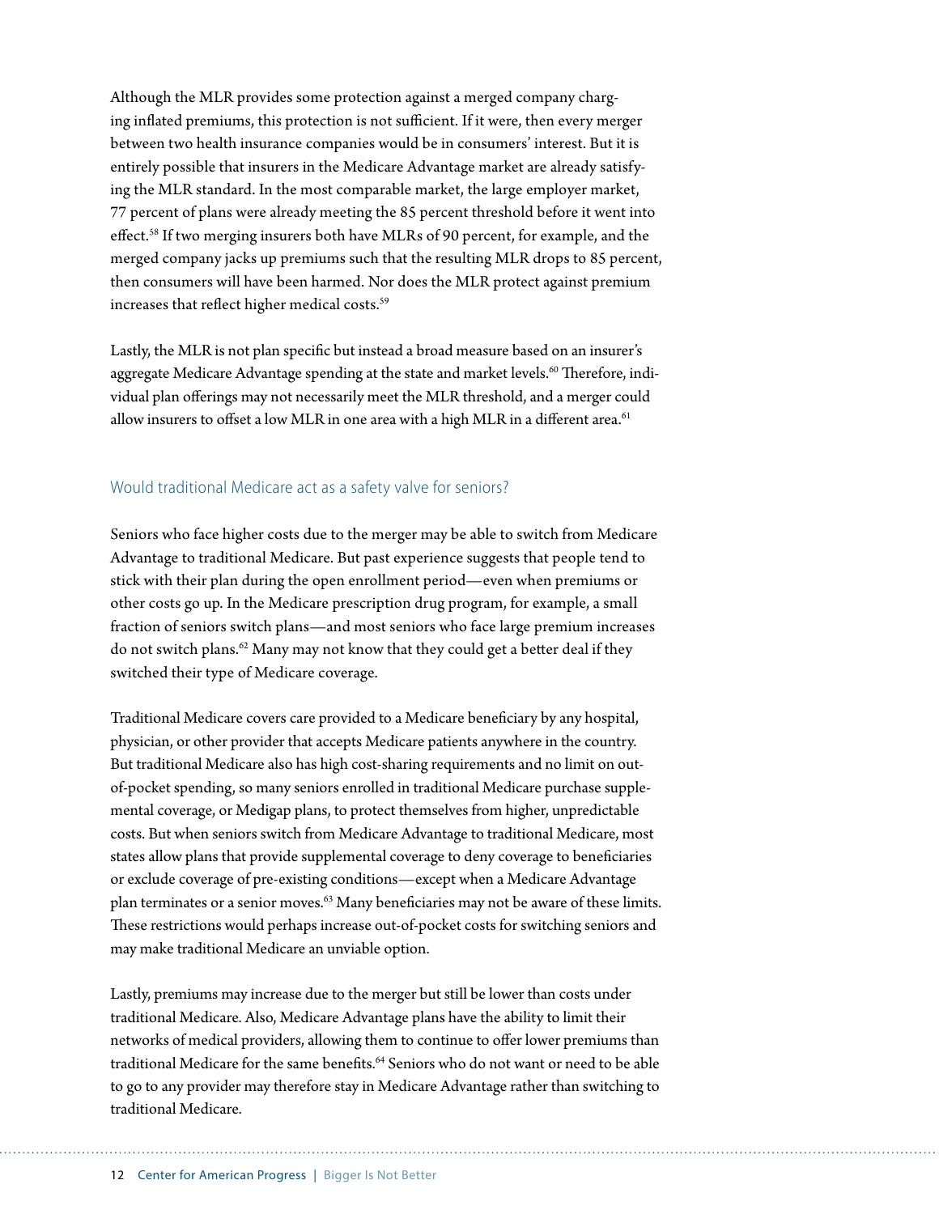Although the MLR provides some protection against a merged company charging inflated premiums, this protection is not sufficient. If it were, then every merger between two health insurance companies would be in consumers' interest. But it is entirely possible that insurers in the Medicare Advantage market are already satisfying the MLR standard. In the most comparable market, the large employer market, 77 percent of plans were already meeting the 85 percent threshold before it went into effect.[58] If two merging insurers both have MLRs of 90 percent, for example, and the merged company jacks up premiums such that the resulting MLR drops to 85 percent, then consumers will have been harmed. Nor does the MLR protect against premium increases that reflect higher medical costs.[59]

Lastly, the MLR is not plan specific but instead a broad measure based on an insurer's aggregate Medicare Advantage spending at the state and market levels.[60] Therefore, individual plan offerings may not necessarily meet the MLR threshold, and a merger could allow insurers to offset a low MLR in one area with a high MLR in a different area.[61]

## Would traditional Medicare act as a safety valve for seniors?

Seniors who face higher costs due to the merger may be able to switch from Medicare Advantage to traditional Medicare. But past experience suggests that people tend to stick with their plan during the open enrollment period—even when premiums or other costs go up. In the Medicare prescription drug program, for example, a small fraction of seniors switch plans—and most seniors who face large premium increases do not switch plans.[62] Many may not know that they could get a better deal if they switched their type of Medicare coverage.

Traditional Medicare covers care provided to a Medicare beneficiary by any hospital, physician, or other provider that accepts Medicare patients anywhere in the country. But traditional Medicare also has high cost-sharing requirements and no limit on out-of-pocket spending, so many seniors enrolled in traditional Medicare purchase supplemental coverage, or Medigap plans, to protect themselves from higher, unpredictable costs. But when seniors switch from Medicare Advantage to traditional Medicare, most states allow plans that provide supplemental coverage to deny coverage to beneficiaries or exclude coverage of pre-existing conditions—except when a Medicare Advantage plan terminates or a senior moves.[63] Many beneficiaries may not be aware of these limits. These restrictions would perhaps increase out-of-pocket costs for switching seniors and may make traditional Medicare an unviable option.

Lastly, premiums may increase due to the merger but still be lower than costs under traditional Medicare. Also, Medicare Advantage plans have the ability to limit their networks of medical providers, allowing them to continue to offer lower premiums than traditional Medicare for the same benefits.[64] Seniors who do not want or need to be able to go to any provider may therefore stay in Medicare Advantage rather than switching to traditional Medicare.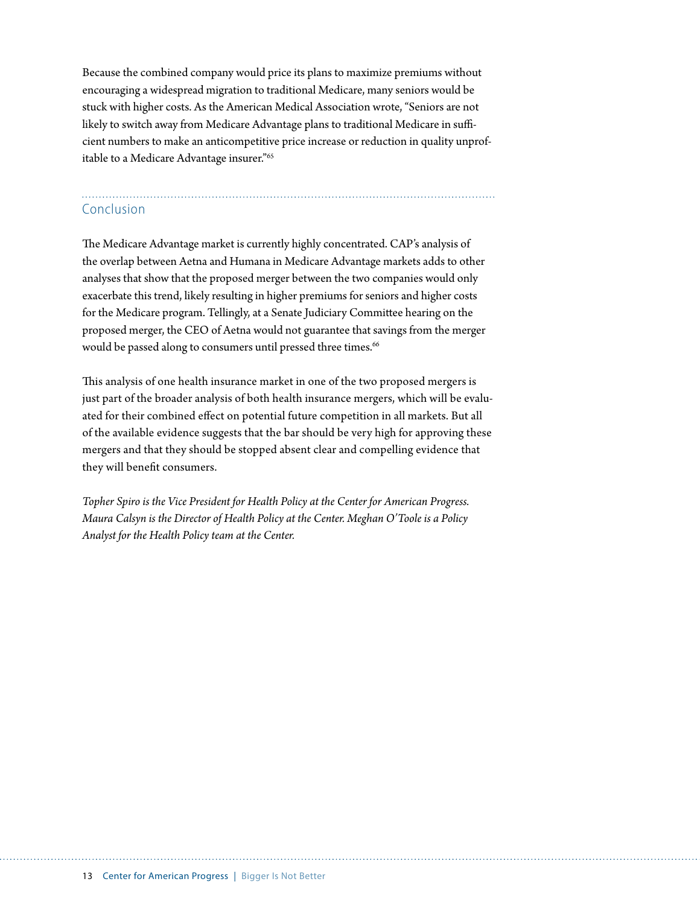Because the combined company would price its plans to maximize premiums without encouraging a widespread migration to traditional Medicare, many seniors would be stuck with higher costs. As the American Medical Association wrote, "Seniors are not likely to switch away from Medicare Advantage plans to traditional Medicare in sufficient numbers to make an anticompetitive price increase or reduction in quality unprofitable to a Medicare Advantage insurer."[65]

## Conclusion

The Medicare Advantage market is currently highly concentrated. CAP's analysis of the overlap between Aetna and Humana in Medicare Advantage markets adds to other analyses that show that the proposed merger between the two companies would only exacerbate this trend, likely resulting in higher premiums for seniors and higher costs for the Medicare program. Tellingly, at a Senate Judiciary Committee hearing on the proposed merger, the CEO of Aetna would not guarantee that savings from the merger would be passed along to consumers until pressed three times.[66]

This analysis of one health insurance market in one of the two proposed mergers is just part of the broader analysis of both health insurance mergers, which will be evaluated for their combined effect on potential future competition in all markets. But all of the available evidence suggests that the bar should be very high for approving these mergers and that they should be stopped absent clear and compelling evidence that they will benefit consumers.

*Topher Spiro is the Vice President for Health Policy at the Center for American Progress. Maura Calsyn is the Director of Health Policy at the Center. Meghan O'Toole is a Policy Analyst for the Health Policy team at the Center.*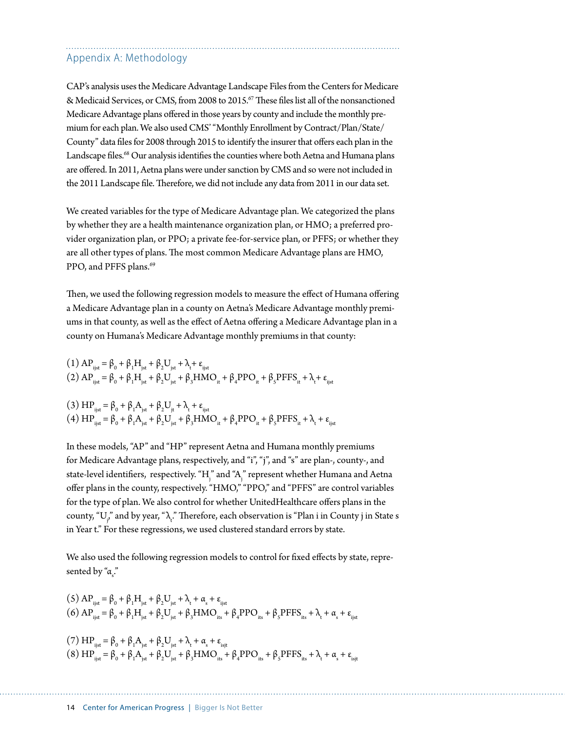## Appendix A: Methodology

CAP's analysis uses the Medicare Advantage Landscape Files from the Centers for Medicare & Medicaid Services, or CMS, from 2008 to 2015.[67] These files list all of the nonsanctioned Medicare Advantage plans offered in those years by county and include the monthly premium for each plan. We also used CMS' "Monthly Enrollment by Contract/Plan/State/County" data files for 2008 through 2015 to identify the insurer that offers each plan in the Landscape files.[68] Our analysis identifies the counties where both Aetna and Humana plans are offered. In 2011, Aetna plans were under sanction by CMS and so were not included in the 2011 Landscape file. Therefore, we did not include any data from 2011 in our data set.

We created variables for the type of Medicare Advantage plan. We categorized the plans by whether they are a health maintenance organization plan, or HMO; a preferred provider organization plan, or PPO; a private fee-for-service plan, or PFFS; or whether they are all other types of plans. The most common Medicare Advantage plans are HMO, PPO, and PFFS plans.[69]

Then, we used the following regression models to measure the effect of Humana offering a Medicare Advantage plan in a county on Aetna's Medicare Advantage monthly premiums in that county, as well as the effect of Aetna offering a Medicare Advantage plan in a county on Humana's Medicare Advantage monthly premiums in that county:

$$(1)\ AP_{ijst} = \beta_0 + \beta_1 H_{jst} + \beta_2 U_{jst} + \lambda_t + \varepsilon_{ijst}$$
$$(2)\ AP_{ijst} = \beta_0 + \beta_1 H_{jst} + \beta_2 U_{jst} + \beta_3 HMO_{it} + \beta_4 PPO_{it} + \beta_5 PFFS_{it} + \lambda_t + \varepsilon_{ijst}$$

$$(3)\ HP_{ijst} = \beta_0 + \beta_1 A_{jst} + \beta_2 U_{jt} + \lambda_t + \varepsilon_{ijst}$$
$$(4)\ HP_{ijst} = \beta_0 + \beta_1 A_{jst} + \beta_2 U_{jst} + \beta_3 HMO_{it} + \beta_4 PPO_{it} + \beta_5 PFFS_{it} + \lambda_t + \varepsilon_{ijst}$$

In these models, "AP" and "HP" represent Aetna and Humana monthly premiums for Medicare Advantage plans, respectively, and "i", "j", and "s" are plan-, county-, and state-level identifiers, respectively. "$H_j$" and "$A_j$" represent whether Humana and Aetna offer plans in the county, respectively. "HMO," "PPO," and "PFFS" are control variables for the type of plan. We also control for whether UnitedHealthcare offers plans in the county, "$U_j$," and by year, "$\lambda_t$." Therefore, each observation is "Plan i in County j in State s in Year t." For these regressions, we used clustered standard errors by state.

We also used the following regression models to control for fixed effects by state, represented by "$\alpha_s$."

$$(5)\ AP_{ijst} = \beta_0 + \beta_1 H_{jst} + \beta_2 U_{jst} + \lambda_t + \alpha_s + \varepsilon_{ijst}$$
$$(6)\ AP_{ijst} = \beta_0 + \beta_1 H_{jst} + \beta_2 U_{jst} + \beta_3 HMO_{its} + \beta_4 PPO_{its} + \beta_5 PFFS_{its} + \lambda_t + \alpha_s + \varepsilon_{ijst}$$

$$(7)\ HP_{ijst} = \beta_0 + \beta_1 A_{jst} + \beta_2 U_{jst} + \lambda_t + \alpha_s + \varepsilon_{isjt}$$
$$(8)\ HP_{ijst} = \beta_0 + \beta_1 A_{jst} + \beta_2 U_{jst} + \beta_3 HMO_{its} + \beta_4 PPO_{its} + \beta_5 PFFS_{its} + \lambda_t + \alpha_s + \varepsilon_{isjt}$$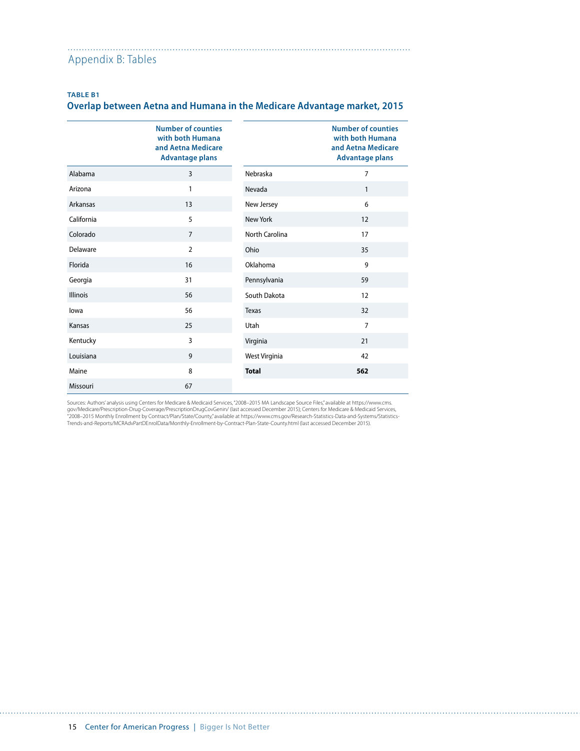## Appendix B: Tables

**TABLE B1**

### Overlap between Aetna and Humana in the Medicare Advantage market, 2015

| | Number of counties with both Humana and Aetna Medicare Advantage plans |
|---|---|
| Alabama | 3 |
| Arizona | 1 |
| Arkansas | 13 |
| California | 5 |
| Colorado | 7 |
| Delaware | 2 |
| Florida | 16 |
| Georgia | 31 |
| Illinois | 56 |
| Iowa | 56 |
| Kansas | 25 |
| Kentucky | 3 |
| Louisiana | 9 |
| Maine | 8 |
| Missouri | 67 |
| Nebraska | 7 |
| Nevada | 1 |
| New Jersey | 6 |
| New York | 12 |
| North Carolina | 17 |
| Ohio | 35 |
| Oklahoma | 9 |
| Pennsylvania | 59 |
| South Dakota | 12 |
| Texas | 32 |
| Utah | 7 |
| Virginia | 21 |
| West Virginia | 42 |
| **Total** | **562** |

Sources: Authors' analysis using Centers for Medicare & Medicaid Services, "2008–2015 MA Landscape Source Files," available at https://www.cms.gov/Medicare/Prescription-Drug-Coverage/PrescriptionDrugCovGenIn/ (last accessed December 2015); Centers for Medicare & Medicaid Services, "2008–2015 Monthly Enrollment by Contract/Plan/State/County," available at https://www.cms.gov/Research-Statistics-Data-and-Systems/Statistics-Trends-and-Reports/MCRAdvPartDEnrolData/Monthly-Enrollment-by-Contract-Plan-State-County.html (last accessed December 2015).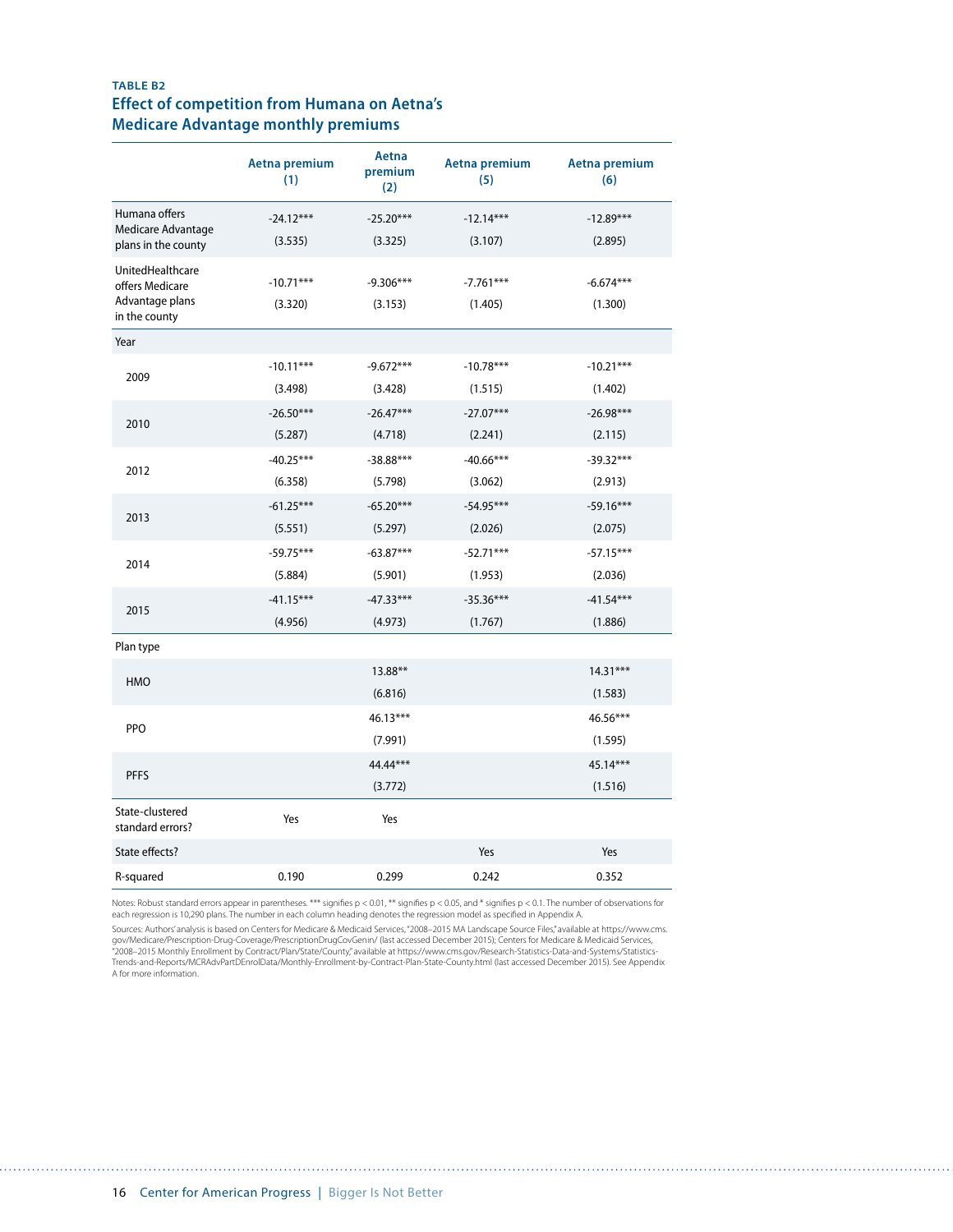**TABLE B2**

## Effect of competition from Humana on Aetna's Medicare Advantage monthly premiums

| | Aetna premium (1) | Aetna premium (2) | Aetna premium (5) | Aetna premium (6) |
|---|---|---|---|---|
| Humana offers Medicare Advantage plans in the county | -24.12*** | -25.20*** | -12.14*** | -12.89*** |
| | (3.535) | (3.325) | (3.107) | (2.895) |
| UnitedHealthcare offers Medicare Advantage plans in the county | -10.71*** | -9.306*** | -7.761*** | -6.674*** |
| | (3.320) | (3.153) | (1.405) | (1.300) |
| Year | | | | |
| 2009 | -10.11*** | -9.672*** | -10.78*** | -10.21*** |
| | (3.498) | (3.428) | (1.515) | (1.402) |
| 2010 | -26.50*** | -26.47*** | -27.07*** | -26.98*** |
| | (5.287) | (4.718) | (2.241) | (2.115) |
| 2012 | -40.25*** | -38.88*** | -40.66*** | -39.32*** |
| | (6.358) | (5.798) | (3.062) | (2.913) |
| 2013 | -61.25*** | -65.20*** | -54.95*** | -59.16*** |
| | (5.551) | (5.297) | (2.026) | (2.075) |
| 2014 | -59.75*** | -63.87*** | -52.71*** | -57.15*** |
| | (5.884) | (5.901) | (1.953) | (2.036) |
| 2015 | -41.15*** | -47.33*** | -35.36*** | -41.54*** |
| | (4.956) | (4.973) | (1.767) | (1.886) |
| Plan type | | | | |
| HMO | | 13.88** | | 14.31*** |
| | | (6.816) | | (1.583) |
| PPO | | 46.13*** | | 46.56*** |
| | | (7.991) | | (1.595) |
| PFFS | | 44.44*** | | 45.14*** |
| | | (3.772) | | (1.516) |
| State-clustered standard errors? | Yes | Yes | | |
| State effects? | | | Yes | Yes |
| R-squared | 0.190 | 0.299 | 0.242 | 0.352 |

Notes: Robust standard errors appear in parentheses. *** signifies p < 0.01, ** signifies p < 0.05, and * signifies p < 0.1. The number of observations for each regression is 10,290 plans. The number in each column heading denotes the regression model as specified in Appendix A.

Sources: Authors' analysis is based on Centers for Medicare & Medicaid Services, "2008–2015 MA Landscape Source Files," available at https://www.cms.gov/Medicare/Prescription-Drug-Coverage/PrescriptionDrugCovGenIn/ (last accessed December 2015); Centers for Medicare & Medicaid Services, "2008–2015 Monthly Enrollment by Contract/Plan/State/County," available at https://www.cms.gov/Research-Statistics-Data-and-Systems/Statistics-Trends-and-Reports/MCRAdvPartDEnrolData/Monthly-Enrollment-by-Contract-Plan-State-County.html (last accessed December 2015). See Appendix A for more information.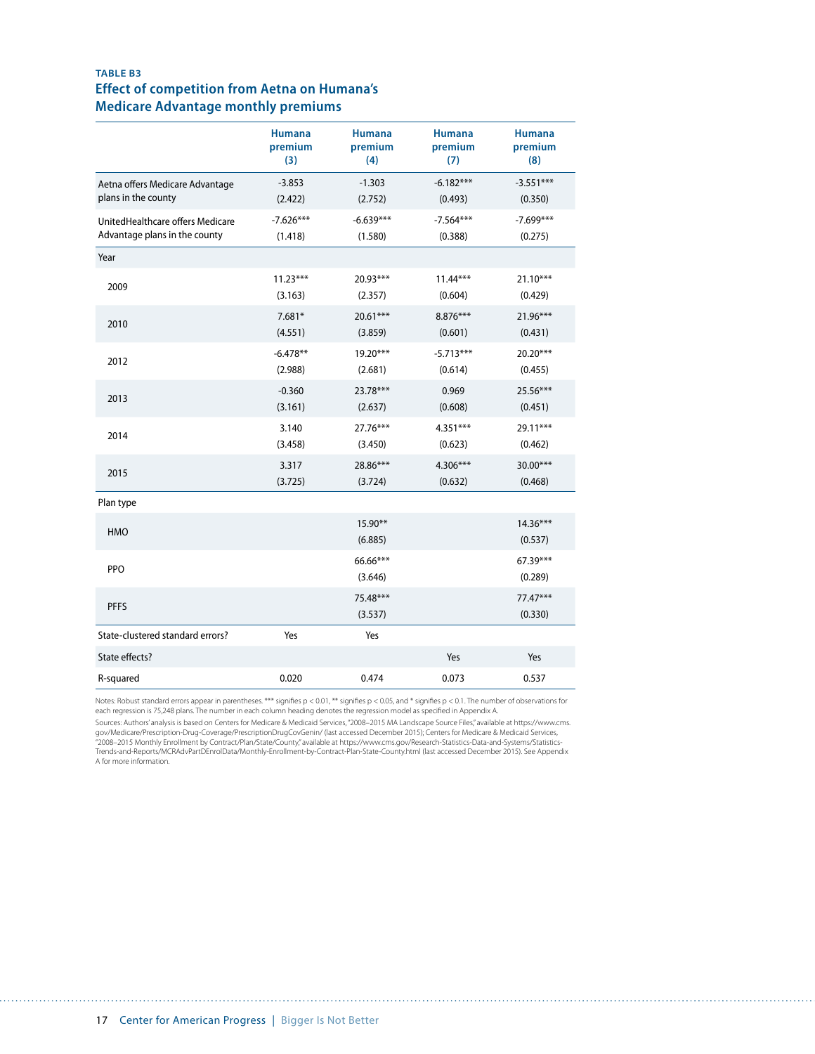**TABLE B3**

## Effect of competition from Aetna on Humana's Medicare Advantage monthly premiums

| | Humana premium (3) | Humana premium (4) | Humana premium (7) | Humana premium (8) |
|---|---|---|---|---|
| Aetna offers Medicare Advantage plans in the county | -3.853 | -1.303 | -6.182*** | -3.551*** |
| | (2.422) | (2.752) | (0.493) | (0.350) |
| UnitedHealthcare offers Medicare Advantage plans in the county | -7.626*** | -6.639*** | -7.564*** | -7.699*** |
| | (1.418) | (1.580) | (0.388) | (0.275) |
| Year | | | | |
| 2009 | 11.23*** | 20.93*** | 11.44*** | 21.10*** |
| | (3.163) | (2.357) | (0.604) | (0.429) |
| 2010 | 7.681* | 20.61*** | 8.876*** | 21.96*** |
| | (4.551) | (3.859) | (0.601) | (0.431) |
| 2012 | -6.478** | 19.20*** | -5.713*** | 20.20*** |
| | (2.988) | (2.681) | (0.614) | (0.455) |
| 2013 | -0.360 | 23.78*** | 0.969 | 25.56*** |
| | (3.161) | (2.637) | (0.608) | (0.451) |
| 2014 | 3.140 | 27.76*** | 4.351*** | 29.11*** |
| | (3.458) | (3.450) | (0.623) | (0.462) |
| 2015 | 3.317 | 28.86*** | 4.306*** | 30.00*** |
| | (3.725) | (3.724) | (0.632) | (0.468) |
| Plan type | | | | |
| HMO | | 15.90** | | 14.36*** |
| | | (6.885) | | (0.537) |
| PPO | | 66.66*** | | 67.39*** |
| | | (3.646) | | (0.289) |
| PFFS | | 75.48*** | | 77.47*** |
| | | (3.537) | | (0.330) |
| State-clustered standard errors? | Yes | Yes | | |
| State effects? | | | Yes | Yes |
| R-squared | 0.020 | 0.474 | 0.073 | 0.537 |

Notes: Robust standard errors appear in parentheses. *** signifies $p < 0.01$, ** signifies $p < 0.05$, and * signifies $p < 0.1$. The number of observations for each regression is 75,248 plans. The number in each column heading denotes the regression model as specified in Appendix A.

Sources: Authors' analysis is based on Centers for Medicare & Medicaid Services, "2008–2015 MA Landscape Source Files," available at https://www.cms.gov/Medicare/Prescription-Drug-Coverage/PrescriptionDrugCovGenIn/ (last accessed December 2015); Centers for Medicare & Medicaid Services, "2008–2015 Monthly Enrollment by Contract/Plan/State/County," available at https://www.cms.gov/Research-Statistics-Data-and-Systems/Statistics-Trends-and-Reports/MCRAdvPartDEnrolData/Monthly-Enrollment-by-Contract-Plan-State-County.html (last accessed December 2015). See Appendix A for more information.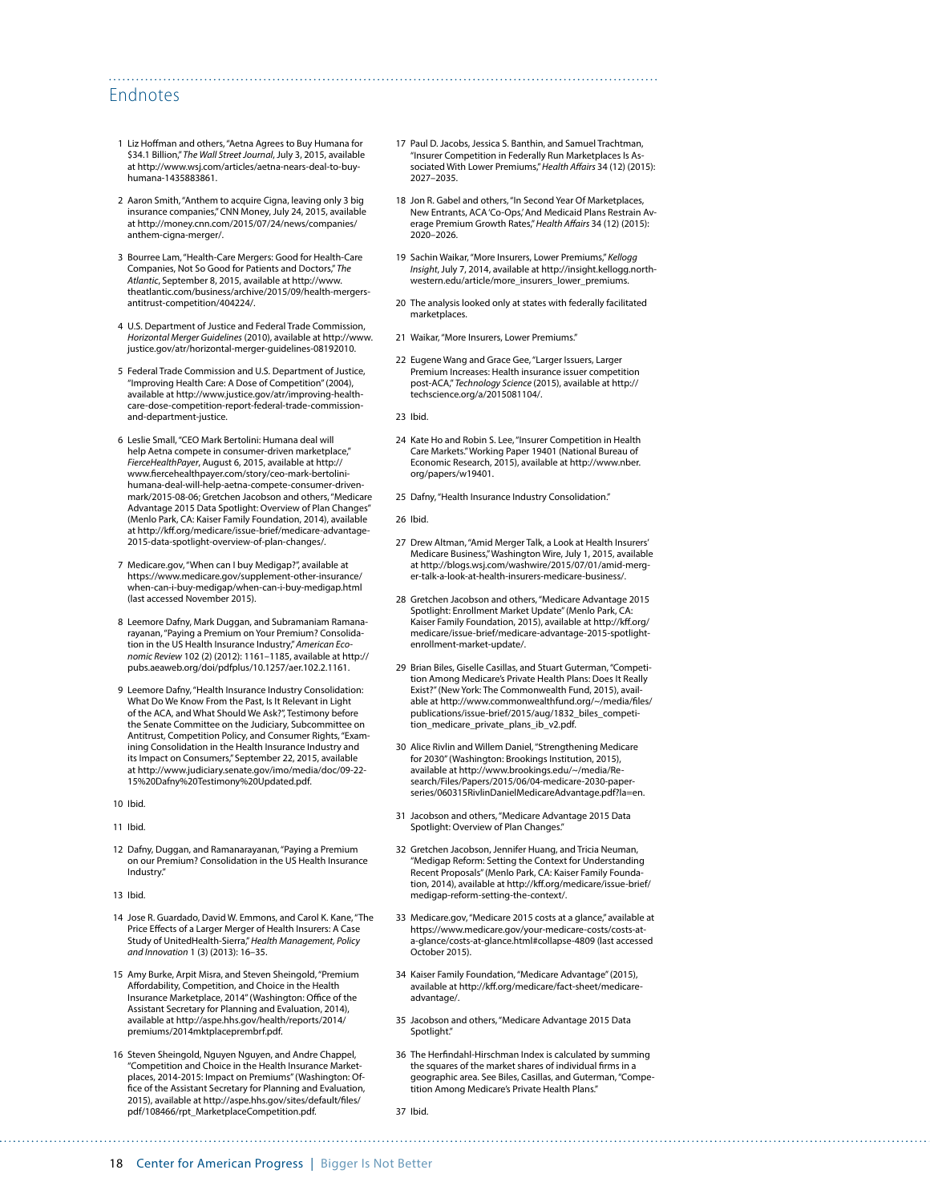## Endnotes

1 Liz Hoffman and others, "Aetna Agrees to Buy Humana for $34.1 Billion," *The Wall Street Journal*, July 3, 2015, available at http://www.wsj.com/articles/aetna-nears-deal-to-buy-humana-1435883861.

2 Aaron Smith, "Anthem to acquire Cigna, leaving only 3 big insurance companies," CNN Money, July 24, 2015, available at http://money.cnn.com/2015/07/24/news/companies/anthem-cigna-merger/.

3 Bourree Lam, "Health-Care Mergers: Good for Health-Care Companies, Not So Good for Patients and Doctors," *The Atlantic*, September 8, 2015, available at http://www.theatlantic.com/business/archive/2015/09/health-mergers-antitrust-competition/404224/.

4 U.S. Department of Justice and Federal Trade Commission, *Horizontal Merger Guidelines* (2010), available at http://www.justice.gov/atr/horizontal-merger-guidelines-08192010.

5 Federal Trade Commission and U.S. Department of Justice, "Improving Health Care: A Dose of Competition" (2004), available at http://www.justice.gov/atr/improving-health-care-dose-competition-report-federal-trade-commission-and-department-justice.

6 Leslie Small, "CEO Mark Bertolini: Humana deal will help Aetna compete in consumer-driven marketplace," *FierceHealthPayer*, August 6, 2015, available at http://www.fiercehealthpayer.com/story/ceo-mark-bertolini-humana-deal-will-help-aetna-compete-consumer-driven-mark/2015-08-06; Gretchen Jacobson and others, "Medicare Advantage 2015 Data Spotlight: Overview of Plan Changes" (Menlo Park, CA: Kaiser Family Foundation, 2014), available at http://kff.org/medicare/issue-brief/medicare-advantage-2015-data-spotlight-overview-of-plan-changes/.

7 Medicare.gov, "When can I buy Medigap?", available at https://www.medicare.gov/supplement-other-insurance/when-can-i-buy-medigap/when-can-i-buy-medigap.html (last accessed November 2015).

8 Leemore Dafny, Mark Duggan, and Subramaniam Ramanarayanan, "Paying a Premium on Your Premium? Consolidation in the US Health Insurance Industry," *American Economic Review* 102 (2) (2012): 1161–1185, available at http://pubs.aeaweb.org/doi/pdfplus/10.1257/aer.102.2.1161.

9 Leemore Dafny, "Health Insurance Industry Consolidation: What Do We Know From the Past, Is It Relevant in Light of the ACA, and What Should We Ask?," Testimony before the Senate Committee on the Judiciary, Subcommittee on Antitrust, Competition Policy, and Consumer Rights, "Examining Consolidation in the Health Insurance Industry and its Impact on Consumers," September 22, 2015, available at http://www.judiciary.senate.gov/imo/media/doc/09-22-15%20Dafny%20Testimony%20Updated.pdf.

10 Ibid.

11 Ibid.

12 Dafny, Duggan, and Ramanarayanan, "Paying a Premium on our Premium? Consolidation in the US Health Insurance Industry."

13 Ibid.

14 Jose R. Guardado, David W. Emmons, and Carol K. Kane, "The Price Effects of a Larger Merger of Health Insurers: A Case Study of UnitedHealth-Sierra," *Health Management, Policy and Innovation* 1 (3) (2013): 16–35.

15 Amy Burke, Arpit Misra, and Steven Sheingold, "Premium Affordability, Competition, and Choice in the Health Insurance Marketplace, 2014" (Washington: Office of the Assistant Secretary for Planning and Evaluation, 2014), available at http://aspe.hhs.gov/health/reports/2014/premiums/2014mktplaceprembrf.pdf.

16 Steven Sheingold, Nguyen Nguyen, and Andre Chappel, "Competition and Choice in the Health Insurance Marketplaces, 2014-2015: Impact on Premiums" (Washington: Office of the Assistant Secretary for Planning and Evaluation, 2015), available at http://aspe.hhs.gov/sites/default/files/pdf/108466/rpt_MarketplaceCompetition.pdf.

17 Paul D. Jacobs, Jessica S. Banthin, and Samuel Trachtman, "Insurer Competition in Federally Run Marketplaces Is Associated With Lower Premiums," *Health Affairs* 34 (12) (2015): 2027–2035.

18 Jon R. Gabel and others, "In Second Year Of Marketplaces, New Entrants, ACA 'Co-Ops,' And Medicaid Plans Restrain Average Premium Growth Rates," *Health Affairs* 34 (12) (2015): 2020–2026.

19 Sachin Waikar, "More Insurers, Lower Premiums," *Kellogg Insight*, July 7, 2014, available at http://insight.kellogg.northwestern.edu/article/more_insurers_lower_premiums.

20 The analysis looked only at states with federally facilitated marketplaces.

21 Waikar, "More Insurers, Lower Premiums."

22 Eugene Wang and Grace Gee, "Larger Issuers, Larger Premium Increases: Health insurance issuer competition post-ACA," *Technology Science* (2015), available at http://techscience.org/a/2015081104/.

23 Ibid.

24 Kate Ho and Robin S. Lee, "Insurer Competition in Health Care Markets." Working Paper 19401 (National Bureau of Economic Research, 2015), available at http://www.nber.org/papers/w19401.

25 Dafny, "Health Insurance Industry Consolidation."

26 Ibid.

27 Drew Altman, "Amid Merger Talk, a Look at Health Insurers' Medicare Business," Washington Wire, July 1, 2015, available at http://blogs.wsj.com/washwire/2015/07/01/amid-merger-talk-a-look-at-health-insurers-medicare-business/.

28 Gretchen Jacobson and others, "Medicare Advantage 2015 Spotlight: Enrollment Market Update" (Menlo Park, CA: Kaiser Family Foundation, 2015), available at http://kff.org/medicare/issue-brief/medicare-advantage-2015-spotlight-enrollment-market-update/.

29 Brian Biles, Giselle Casillas, and Stuart Guterman, "Competition Among Medicare's Private Health Plans: Does It Really Exist?" (New York: The Commonwealth Fund, 2015), available at http://www.commonwealthfund.org/~/media/files/publications/issue-brief/2015/aug/1832_biles_competition_medicare_private_plans_ib_v2.pdf.

30 Alice Rivlin and Willem Daniel, "Strengthening Medicare for 2030" (Washington: Brookings Institution, 2015), available at http://www.brookings.edu/~/media/Research/Files/Papers/2015/06/04-medicare-2030-paper-series/060315RivlinDanielMedicareAdvantage.pdf?la=en.

31 Jacobson and others, "Medicare Advantage 2015 Data Spotlight: Overview of Plan Changes."

32 Gretchen Jacobson, Jennifer Huang, and Tricia Neuman, "Medigap Reform: Setting the Context for Understanding Recent Proposals" (Menlo Park, CA: Kaiser Family Foundation, 2014), available at http://kff.org/medicare/issue-brief/medigap-reform-setting-the-context/.

33 Medicare.gov, "Medicare 2015 costs at a glance," available at https://www.medicare.gov/your-medicare-costs/costs-at-a-glance/costs-at-glance.html#collapse-4809 (last accessed October 2015).

34 Kaiser Family Foundation, "Medicare Advantage" (2015), available at http://kff.org/medicare/fact-sheet/medicare-advantage/.

35 Jacobson and others, "Medicare Advantage 2015 Data Spotlight."

36 The Herfindahl-Hirschman Index is calculated by summing the squares of the market shares of individual firms in a geographic area. See Biles, Casillas, and Guterman, "Competition Among Medicare's Private Health Plans."

37 Ibid.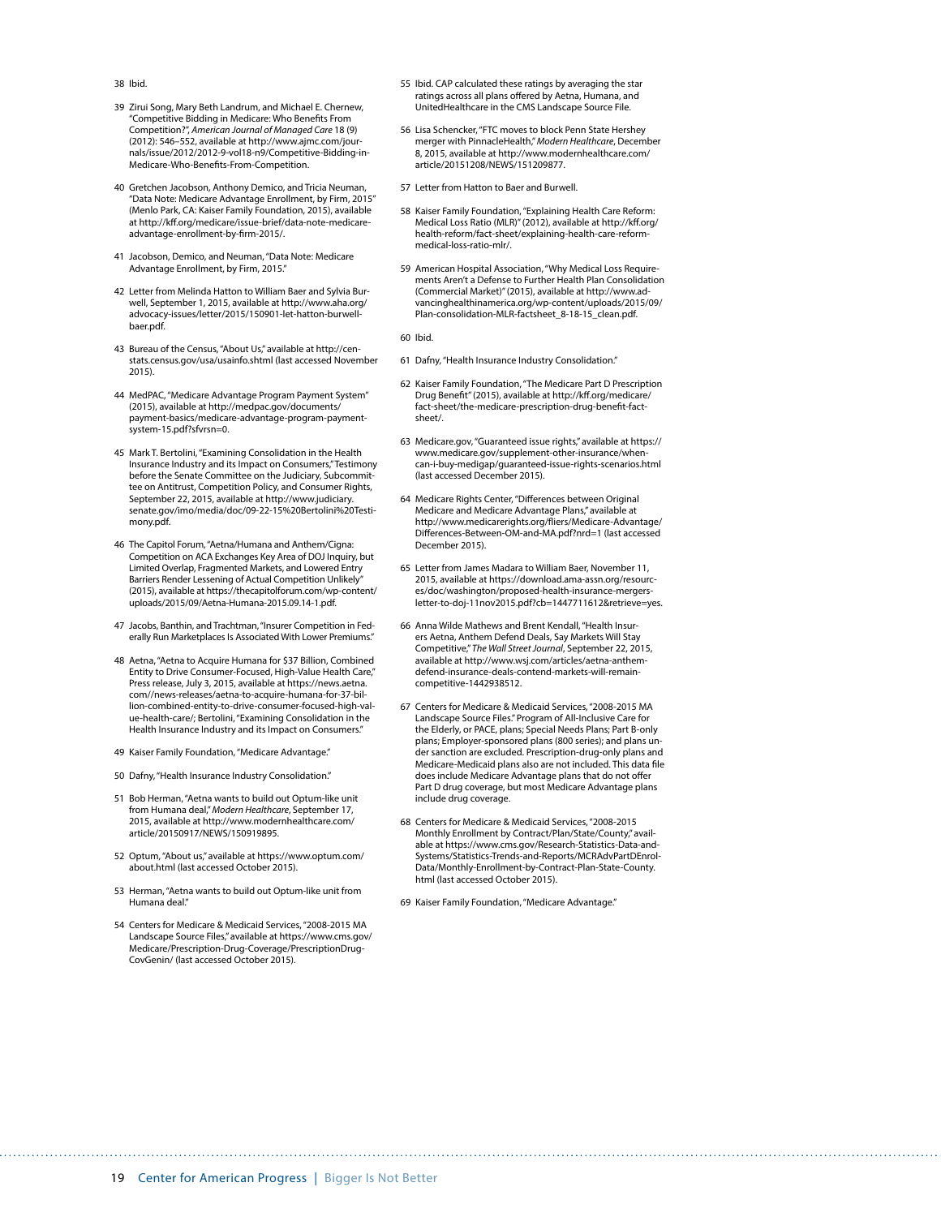38 Ibid.

39 Zirui Song, Mary Beth Landrum, and Michael E. Chernew, "Competitive Bidding in Medicare: Who Benefits From Competition?", *American Journal of Managed Care* 18 (9) (2012): 546–552, available at http://www.ajmc.com/journals/issue/2012/2012-9-vol18-n9/Competitive-Bidding-in-Medicare-Who-Benefits-From-Competition.

40 Gretchen Jacobson, Anthony Demico, and Tricia Neuman, "Data Note: Medicare Advantage Enrollment, by Firm, 2015" (Menlo Park, CA: Kaiser Family Foundation, 2015), available at http://kff.org/medicare/issue-brief/data-note-medicare-advantage-enrollment-by-firm-2015/.

41 Jacobson, Demico, and Neuman, "Data Note: Medicare Advantage Enrollment, by Firm, 2015."

42 Letter from Melinda Hatton to William Baer and Sylvia Burwell, September 1, 2015, available at http://www.aha.org/advocacy-issues/letter/2015/150901-let-hatton-burwell-baer.pdf.

43 Bureau of the Census, "About Us," available at http://censtats.census.gov/usa/usainfo.shtml (last accessed November 2015).

44 MedPAC, "Medicare Advantage Program Payment System" (2015), available at http://medpac.gov/documents/payment-basics/medicare-advantage-program-payment-system-15.pdf?sfvrsn=0.

45 Mark T. Bertolini, "Examining Consolidation in the Health Insurance Industry and its Impact on Consumers," Testimony before the Senate Committee on the Judiciary, Subcommittee on Antitrust, Competition Policy, and Consumer Rights, September 22, 2015, available at http://www.judiciary.senate.gov/imo/media/doc/09-22-15%20Bertolini%20Testimony.pdf.

46 The Capitol Forum, "Aetna/Humana and Anthem/Cigna: Competition on ACA Exchanges Key Area of DOJ Inquiry, but Limited Overlap, Fragmented Markets, and Lowered Entry Barriers Render Lessening of Actual Competition Unlikely" (2015), available at https://thecapitolforum.com/wp-content/uploads/2015/09/Aetna-Humana-2015.09.14-1.pdf.

47 Jacobs, Banthin, and Trachtman, "Insurer Competition in Federally Run Marketplaces Is Associated With Lower Premiums."

48 Aetna, "Aetna to Acquire Humana for $37 Billion, Combined Entity to Drive Consumer-Focused, High-Value Health Care," Press release, July 3, 2015, available at https://news.aetna.com//news-releases/aetna-to-acquire-humana-for-37-billion-combined-entity-to-drive-consumer-focused-high-value-health-care/; Bertolini, "Examining Consolidation in the Health Insurance Industry and its Impact on Consumers."

49 Kaiser Family Foundation, "Medicare Advantage."

50 Dafny, "Health Insurance Industry Consolidation."

51 Bob Herman, "Aetna wants to build out Optum-like unit from Humana deal," *Modern Healthcare*, September 17, 2015, available at http://www.modernhealthcare.com/article/20150917/NEWS/150919895.

52 Optum, "About us," available at https://www.optum.com/about.html (last accessed October 2015).

53 Herman, "Aetna wants to build out Optum-like unit from Humana deal."

54 Centers for Medicare & Medicaid Services, "2008-2015 MA Landscape Source Files," available at https://www.cms.gov/Medicare/Prescription-Drug-Coverage/PrescriptionDrugCovGenin/ (last accessed October 2015).

55 Ibid. CAP calculated these ratings by averaging the star ratings across all plans offered by Aetna, Humana, and UnitedHealthcare in the CMS Landscape Source File.

56 Lisa Schencker, "FTC moves to block Penn State Hershey merger with PinnacleHealth," *Modern Healthcare*, December 8, 2015, available at http://www.modernhealthcare.com/article/20151208/NEWS/151209877.

57 Letter from Hatton to Baer and Burwell.

58 Kaiser Family Foundation, "Explaining Health Care Reform: Medical Loss Ratio (MLR)" (2012), available at http://kff.org/health-reform/fact-sheet/explaining-health-care-reform-medical-loss-ratio-mlr/.

59 American Hospital Association, "Why Medical Loss Requirements Aren't a Defense to Further Health Plan Consolidation (Commercial Market)" (2015), available at http://www.advancinghealthinamerica.org/wp-content/uploads/2015/09/Plan-consolidation-MLR-factsheet_8-18-15_clean.pdf.

60 Ibid.

61 Dafny, "Health Insurance Industry Consolidation."

62 Kaiser Family Foundation, "The Medicare Part D Prescription Drug Benefit" (2015), available at http://kff.org/medicare/fact-sheet/the-medicare-prescription-drug-benefit-fact-sheet/.

63 Medicare.gov, "Guaranteed issue rights," available at https://www.medicare.gov/supplement-other-insurance/when-can-i-buy-medigap/guaranteed-issue-rights-scenarios.html (last accessed December 2015).

64 Medicare Rights Center, "Differences between Original Medicare and Medicare Advantage Plans," available at http://www.medicarerights.org/fliers/Medicare-Advantage/Differences-Between-OM-and-MA.pdf?nrd=1 (last accessed December 2015).

65 Letter from James Madara to William Baer, November 11, 2015, available at https://download.ama-assn.org/resources/doc/washington/proposed-health-insurance-mergers-letter-to-doj-11nov2015.pdf?cb=1447711612&retrieve=yes.

66 Anna Wilde Mathews and Brent Kendall, "Health Insurers Aetna, Anthem Defend Deals, Say Markets Will Stay Competitive," *The Wall Street Journal*, September 22, 2015, available at http://www.wsj.com/articles/aetna-anthem-defend-insurance-deals-contend-markets-will-remain-competitive-1442938512.

67 Centers for Medicare & Medicaid Services, "2008-2015 MA Landscape Source Files." Program of All-Inclusive Care for the Elderly, or PACE, plans; Special Needs Plans; Part B-only plans; Employer-sponsored plans (800 series); and plans under sanction are excluded. Prescription-drug-only plans and Medicare-Medicaid plans also are not included. This data file does include Medicare Advantage plans that do not offer Part D drug coverage, but most Medicare Advantage plans include drug coverage.

68 Centers for Medicare & Medicaid Services, "2008-2015 Monthly Enrollment by Contract/Plan/State/County," available at https://www.cms.gov/Research-Statistics-Data-and-Systems/Statistics-Trends-and-Reports/MCRAdvPartDEnrolData/Monthly-Enrollment-by-Contract-Plan-State-County.html (last accessed October 2015).

69 Kaiser Family Foundation, "Medicare Advantage."